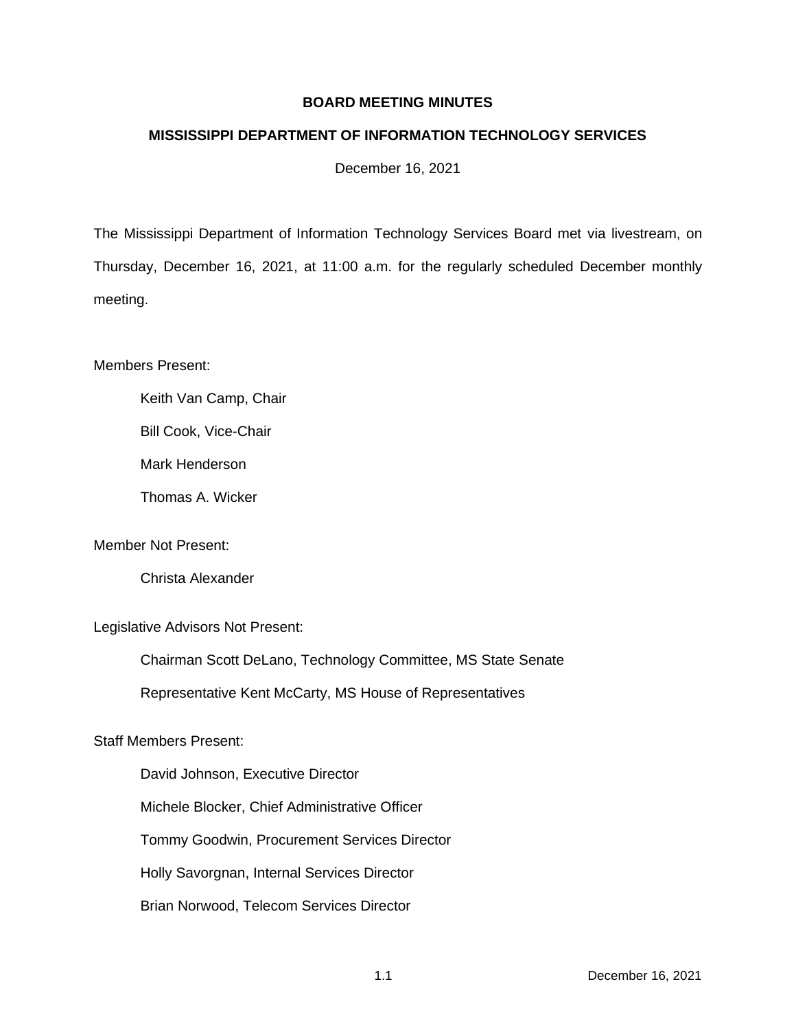# BOARD MEETING MINUTES

## MISSISSIPPI DEPARTMENT OF INFORMATION TECHNOLOGY SERVICES

December 16, 2021

The Mississippi Department of Information Technology Services Board met via livestream, on Thursday, December 16, 2021, at 11:00 a.m. for the regularly scheduled December monthly meeting.

Members Present:

- Keith Van Camp, Chair
- Bill Cook, Vice-Chair
- Mark Henderson
- Thomas A. Wicker

Member Not Present:

- Christa Alexander

Legislative Advisors Not Present:

- Chairman Scott DeLano, Technology Committee, MS State Senate
- Representative Kent McCarty, MS House of Representatives

Staff Members Present:

- David Johnson, Executive Director
- Michele Blocker, Chief Administrative Officer
- Tommy Goodwin, Procurement Services Director
- Holly Savorgnan, Internal Services Director
- Brian Norwood, Telecom Services Director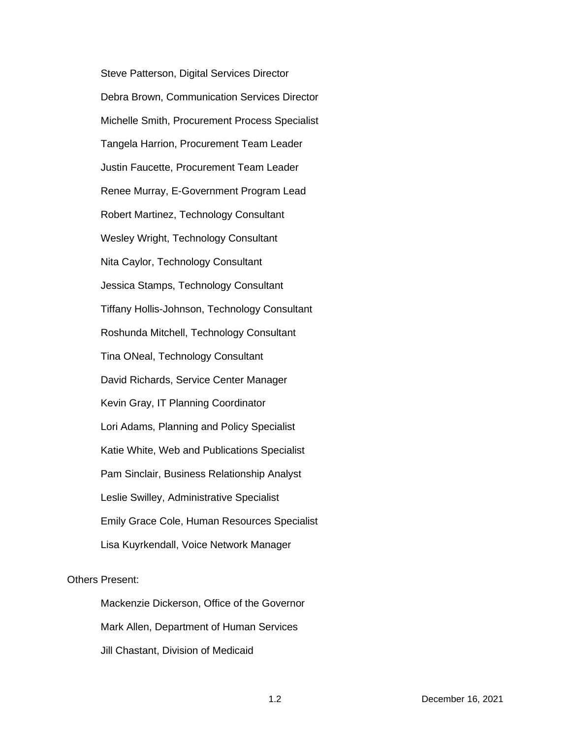Steve Patterson, Digital Services Director

Debra Brown, Communication Services Director

Michelle Smith, Procurement Process Specialist

Tangela Harrion, Procurement Team Leader

Justin Faucette, Procurement Team Leader

Renee Murray, E-Government Program Lead

Robert Martinez, Technology Consultant

Wesley Wright, Technology Consultant

Nita Caylor, Technology Consultant

Jessica Stamps, Technology Consultant

Tiffany Hollis-Johnson, Technology Consultant

Roshunda Mitchell, Technology Consultant

Tina ONeal, Technology Consultant

David Richards, Service Center Manager

Kevin Gray, IT Planning Coordinator

Lori Adams, Planning and Policy Specialist

Katie White, Web and Publications Specialist

Pam Sinclair, Business Relationship Analyst

Leslie Swilley, Administrative Specialist

Emily Grace Cole, Human Resources Specialist

Lisa Kuyrkendall, Voice Network Manager

Others Present:

Mackenzie Dickerson, Office of the Governor

Mark Allen, Department of Human Services

Jill Chastant, Division of Medicaid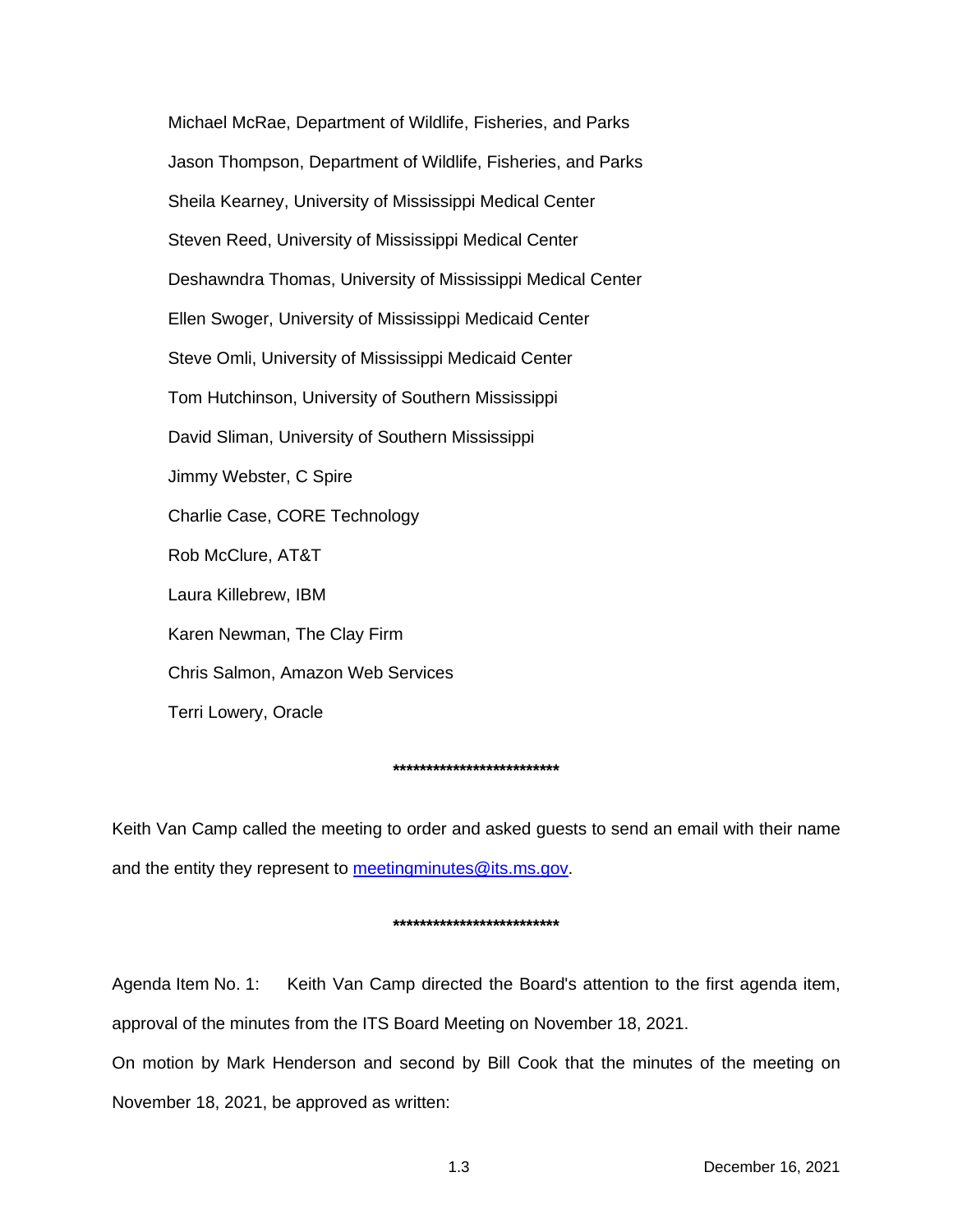Michael McRae, Department of Wildlife, Fisheries, and Parks

Jason Thompson, Department of Wildlife, Fisheries, and Parks

Sheila Kearney, University of Mississippi Medical Center

Steven Reed, University of Mississippi Medical Center

Deshawndra Thomas, University of Mississippi Medical Center

Ellen Swoger, University of Mississippi Medicaid Center

Steve Omli, University of Mississippi Medicaid Center

Tom Hutchinson, University of Southern Mississippi

David Sliman, University of Southern Mississippi

Jimmy Webster, C Spire

Charlie Case, CORE Technology

Rob McClure, AT&T

Laura Killebrew, IBM

Karen Newman, The Clay Firm

Chris Salmon, Amazon Web Services

Terri Lowery, Oracle

**************************

Keith Van Camp called the meeting to order and asked guests to send an email with their name and the entity they represent to meetingminutes@its.ms.gov.

**************************

Agenda Item No. 1: Keith Van Camp directed the Board's attention to the first agenda item, approval of the minutes from the ITS Board Meeting on November 18, 2021.

On motion by Mark Henderson and second by Bill Cook that the minutes of the meeting on November 18, 2021, be approved as written: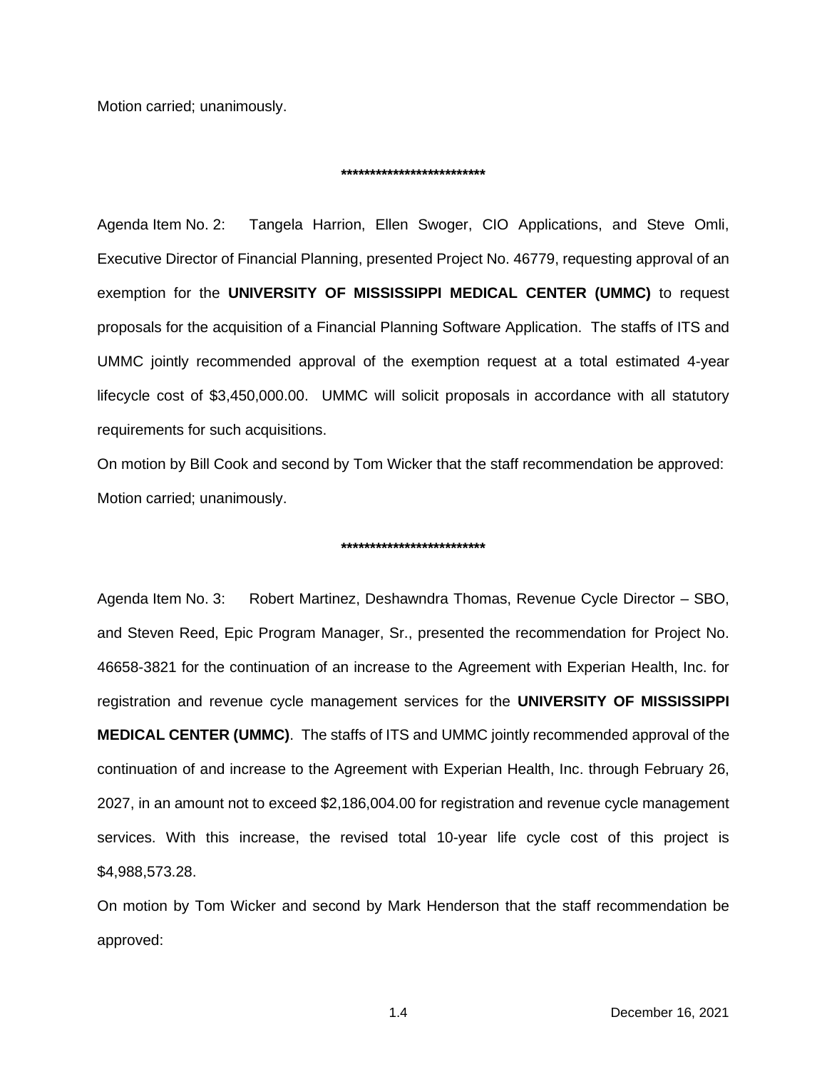Motion carried; unanimously.

*************************

Agenda Item No. 2: Tangela Harrion, Ellen Swoger, CIO Applications, and Steve Omli, Executive Director of Financial Planning, presented Project No. 46779, requesting approval of an exemption for the **UNIVERSITY OF MISSISSIPPI MEDICAL CENTER (UMMC)** to request proposals for the acquisition of a Financial Planning Software Application. The staffs of ITS and UMMC jointly recommended approval of the exemption request at a total estimated 4-year lifecycle cost of $3,450,000.00. UMMC will solicit proposals in accordance with all statutory requirements for such acquisitions.

On motion by Bill Cook and second by Tom Wicker that the staff recommendation be approved: Motion carried; unanimously.

*************************

Agenda Item No. 3: Robert Martinez, Deshawndra Thomas, Revenue Cycle Director – SBO, and Steven Reed, Epic Program Manager, Sr., presented the recommendation for Project No. 46658-3821 for the continuation of an increase to the Agreement with Experian Health, Inc. for registration and revenue cycle management services for the **UNIVERSITY OF MISSISSIPPI MEDICAL CENTER (UMMC)**. The staffs of ITS and UMMC jointly recommended approval of the continuation of and increase to the Agreement with Experian Health, Inc. through February 26, 2027, in an amount not to exceed $2,186,004.00 for registration and revenue cycle management services. With this increase, the revised total 10-year life cycle cost of this project is $4,988,573.28.

On motion by Tom Wicker and second by Mark Henderson that the staff recommendation be approved: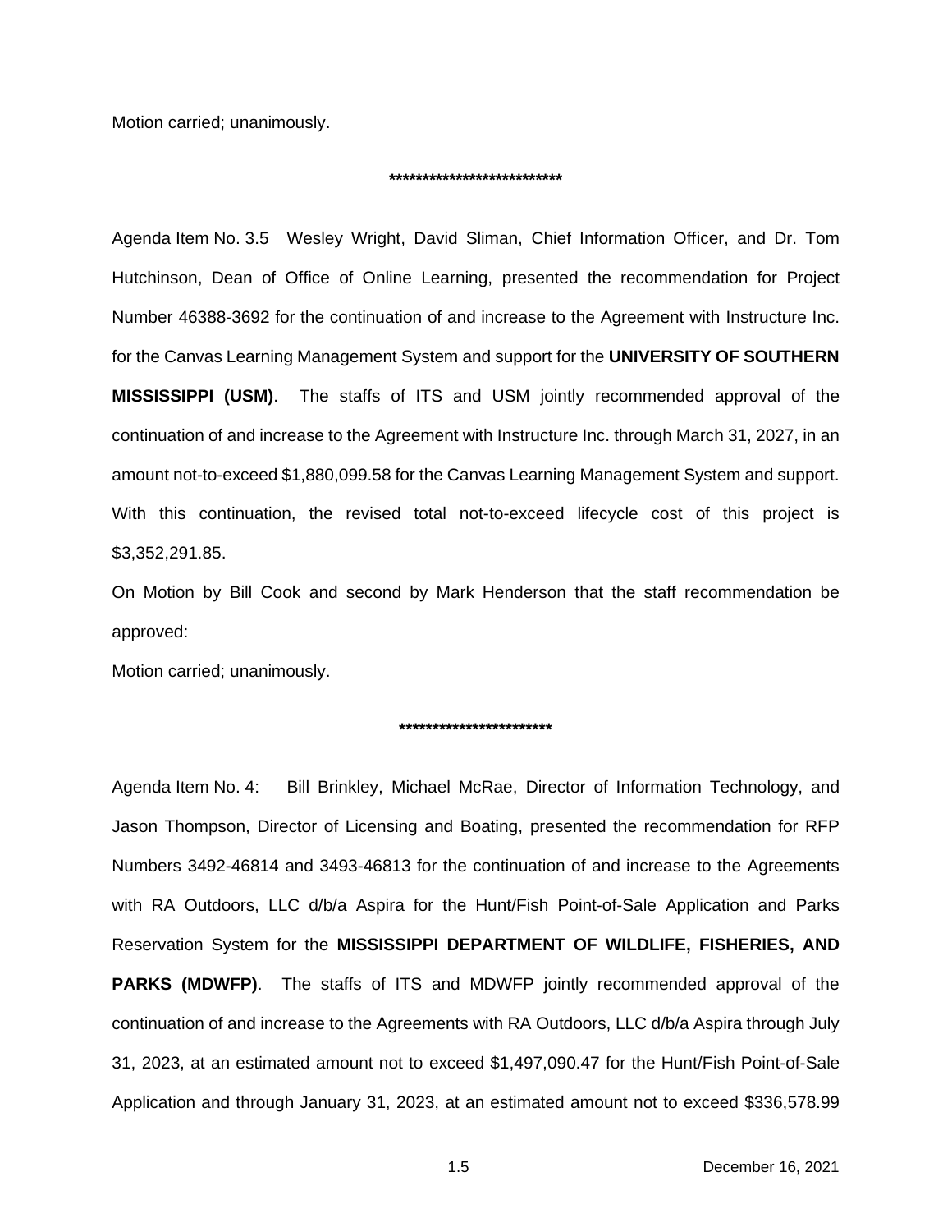Motion carried; unanimously.

**************************

Agenda Item No. 3.5 Wesley Wright, David Sliman, Chief Information Officer, and Dr. Tom Hutchinson, Dean of Office of Online Learning, presented the recommendation for Project Number 46388-3692 for the continuation of and increase to the Agreement with Instructure Inc. for the Canvas Learning Management System and support for the **UNIVERSITY OF SOUTHERN MISSISSIPPI (USM)**. The staffs of ITS and USM jointly recommended approval of the continuation of and increase to the Agreement with Instructure Inc. through March 31, 2027, in an amount not-to-exceed $1,880,099.58 for the Canvas Learning Management System and support. With this continuation, the revised total not-to-exceed lifecycle cost of this project is $3,352,291.85.

On Motion by Bill Cook and second by Mark Henderson that the staff recommendation be approved:

Motion carried; unanimously.

***********************

Agenda Item No. 4: Bill Brinkley, Michael McRae, Director of Information Technology, and Jason Thompson, Director of Licensing and Boating, presented the recommendation for RFP Numbers 3492-46814 and 3493-46813 for the continuation of and increase to the Agreements with RA Outdoors, LLC d/b/a Aspira for the Hunt/Fish Point-of-Sale Application and Parks Reservation System for the **MISSISSIPPI DEPARTMENT OF WILDLIFE, FISHERIES, AND PARKS (MDWFP)**. The staffs of ITS and MDWFP jointly recommended approval of the continuation of and increase to the Agreements with RA Outdoors, LLC d/b/a Aspira through July 31, 2023, at an estimated amount not to exceed $1,497,090.47 for the Hunt/Fish Point-of-Sale Application and through January 31, 2023, at an estimated amount not to exceed $336,578.99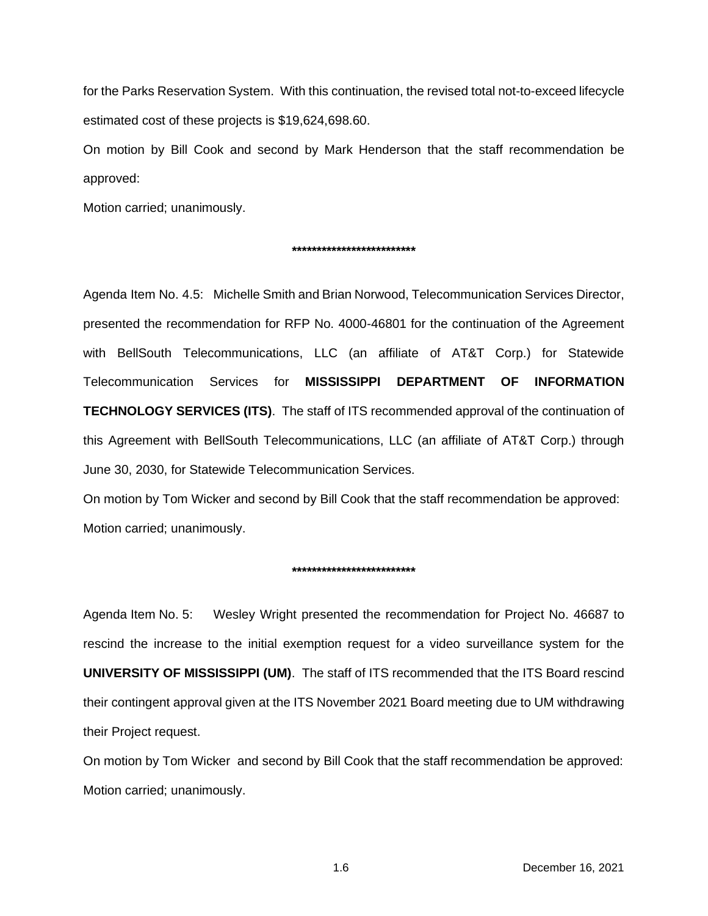for the Parks Reservation System. With this continuation, the revised total not-to-exceed lifecycle estimated cost of these projects is $19,624,698.60.

On motion by Bill Cook and second by Mark Henderson that the staff recommendation be approved:

Motion carried; unanimously.

**************************

Agenda Item No. 4.5: Michelle Smith and Brian Norwood, Telecommunication Services Director, presented the recommendation for RFP No. 4000-46801 for the continuation of the Agreement with BellSouth Telecommunications, LLC (an affiliate of AT&T Corp.) for Statewide Telecommunication Services for **MISSISSIPPI DEPARTMENT OF INFORMATION TECHNOLOGY SERVICES (ITS)**. The staff of ITS recommended approval of the continuation of this Agreement with BellSouth Telecommunications, LLC (an affiliate of AT&T Corp.) through June 30, 2030, for Statewide Telecommunication Services.

On motion by Tom Wicker and second by Bill Cook that the staff recommendation be approved:

Motion carried; unanimously.

**************************

Agenda Item No. 5: Wesley Wright presented the recommendation for Project No. 46687 to rescind the increase to the initial exemption request for a video surveillance system for the **UNIVERSITY OF MISSISSIPPI (UM)**. The staff of ITS recommended that the ITS Board rescind their contingent approval given at the ITS November 2021 Board meeting due to UM withdrawing their Project request.

On motion by Tom Wicker and second by Bill Cook that the staff recommendation be approved:

Motion carried; unanimously.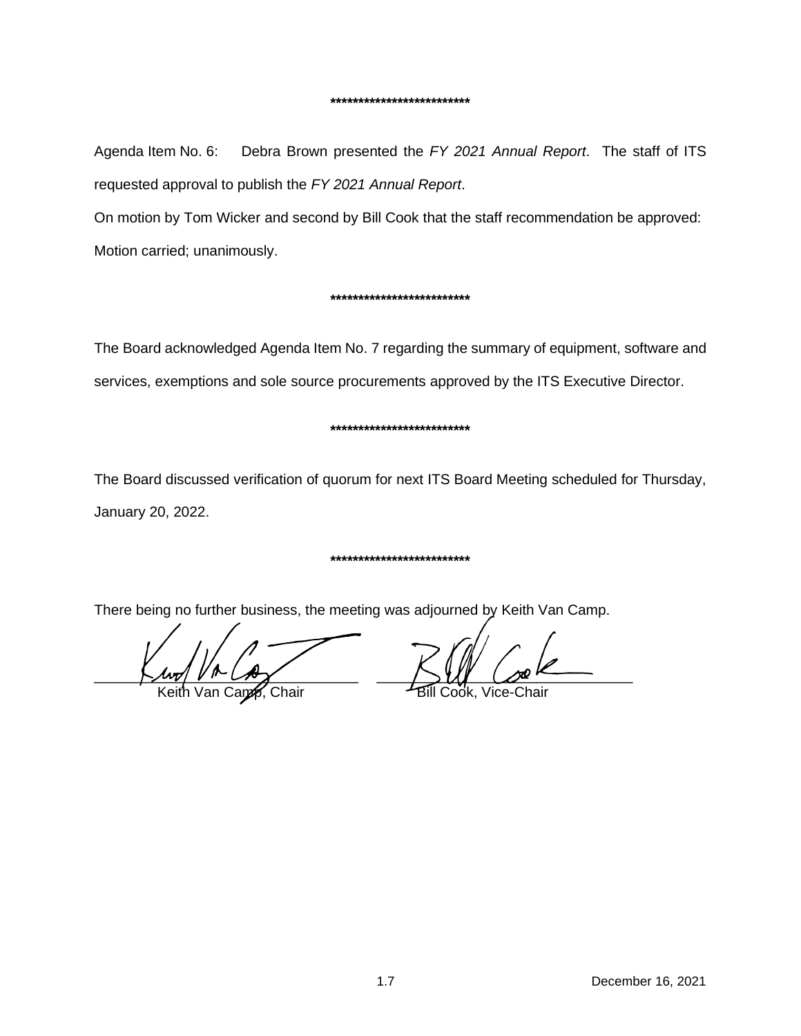*************************

Agenda Item No. 6: Debra Brown presented the *FY 2021 Annual Report*. The staff of ITS requested approval to publish the *FY 2021 Annual Report*.

On motion by Tom Wicker and second by Bill Cook that the staff recommendation be approved: Motion carried; unanimously.

*************************

The Board acknowledged Agenda Item No. 7 regarding the summary of equipment, software and services, exemptions and sole source procurements approved by the ITS Executive Director.

*************************

The Board discussed verification of quorum for next ITS Board Meeting scheduled for Thursday, January 20, 2022.

*************************

There being no further business, the meeting was adjourned by Keith Van Camp.

Keith Van Camp, Chair

Bill Cook, Vice-Chair